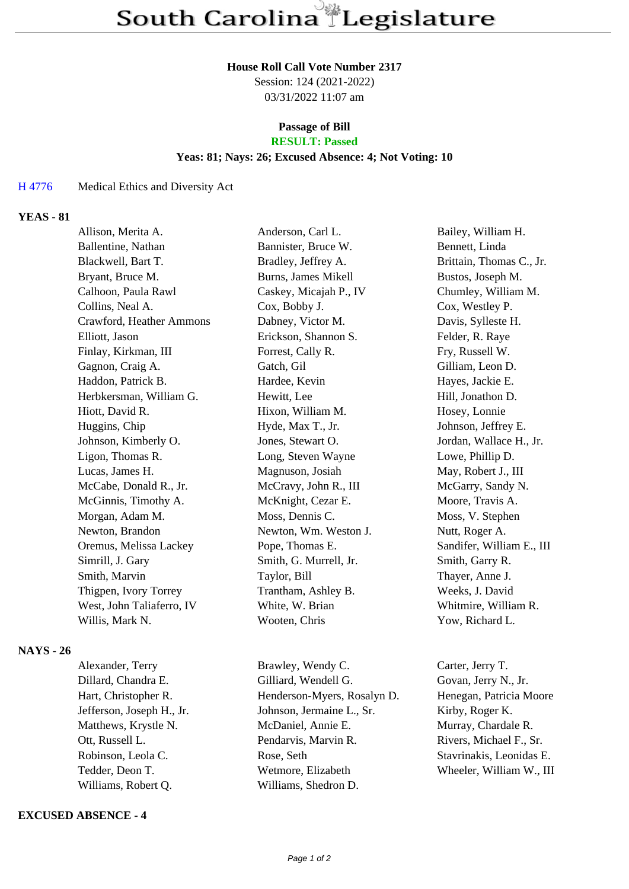# South Carolina Legislature

**House Roll Call Vote Number 2317**
Session: 124 (2021-2022)
03/31/2022 11:07 am

**Passage of Bill**
**RESULT: Passed**
**Yeas: 81; Nays: 26; Excused Absence: 4; Not Voting: 10**

H 4776 Medical Ethics and Diversity Act

## YEAS - 81

| | | |
|---|---|---|
| Allison, Merita A. | Anderson, Carl L. | Bailey, William H. |
| Ballentine, Nathan | Bannister, Bruce W. | Bennett, Linda |
| Blackwell, Bart T. | Bradley, Jeffrey A. | Brittain, Thomas C., Jr. |
| Bryant, Bruce M. | Burns, James Mikell | Bustos, Joseph M. |
| Calhoon, Paula Rawl | Caskey, Micajah P., IV | Chumley, William M. |
| Collins, Neal A. | Cox, Bobby J. | Cox, Westley P. |
| Crawford, Heather Ammons | Dabney, Victor M. | Davis, Sylleste H. |
| Elliott, Jason | Erickson, Shannon S. | Felder, R. Raye |
| Finlay, Kirkman, III | Forrest, Cally R. | Fry, Russell W. |
| Gagnon, Craig A. | Gatch, Gil | Gilliam, Leon D. |
| Haddon, Patrick B. | Hardee, Kevin | Hayes, Jackie E. |
| Herbkersman, William G. | Hewitt, Lee | Hill, Jonathon D. |
| Hiott, David R. | Hixon, William M. | Hosey, Lonnie |
| Huggins, Chip | Hyde, Max T., Jr. | Johnson, Jeffrey E. |
| Johnson, Kimberly O. | Jones, Stewart O. | Jordan, Wallace H., Jr. |
| Ligon, Thomas R. | Long, Steven Wayne | Lowe, Phillip D. |
| Lucas, James H. | Magnuson, Josiah | May, Robert J., III |
| McCabe, Donald R., Jr. | McCravy, John R., III | McGarry, Sandy N. |
| McGinnis, Timothy A. | McKnight, Cezar E. | Moore, Travis A. |
| Morgan, Adam M. | Moss, Dennis C. | Moss, V. Stephen |
| Newton, Brandon | Newton, Wm. Weston J. | Nutt, Roger A. |
| Oremus, Melissa Lackey | Pope, Thomas E. | Sandifer, William E., III |
| Simrill, J. Gary | Smith, G. Murrell, Jr. | Smith, Garry R. |
| Smith, Marvin | Taylor, Bill | Thayer, Anne J. |
| Thigpen, Ivory Torrey | Trantham, Ashley B. | Weeks, J. David |
| West, John Taliaferro, IV | White, W. Brian | Whitmire, William R. |
| Willis, Mark N. | Wooten, Chris | Yow, Richard L. |

## NAYS - 26

| | | |
|---|---|---|
| Alexander, Terry | Brawley, Wendy C. | Carter, Jerry T. |
| Dillard, Chandra E. | Gilliard, Wendell G. | Govan, Jerry N., Jr. |
| Hart, Christopher R. | Henderson-Myers, Rosalyn D. | Henegan, Patricia Moore |
| Jefferson, Joseph H., Jr. | Johnson, Jermaine L., Sr. | Kirby, Roger K. |
| Matthews, Krystle N. | McDaniel, Annie E. | Murray, Chardale R. |
| Ott, Russell L. | Pendarvis, Marvin R. | Rivers, Michael F., Sr. |
| Robinson, Leola C. | Rose, Seth | Stavrinakis, Leonidas E. |
| Tedder, Deon T. | Wetmore, Elizabeth | Wheeler, William W., III |
| Williams, Robert Q. | Williams, Shedron D. | |

## EXCUSED ABSENCE - 4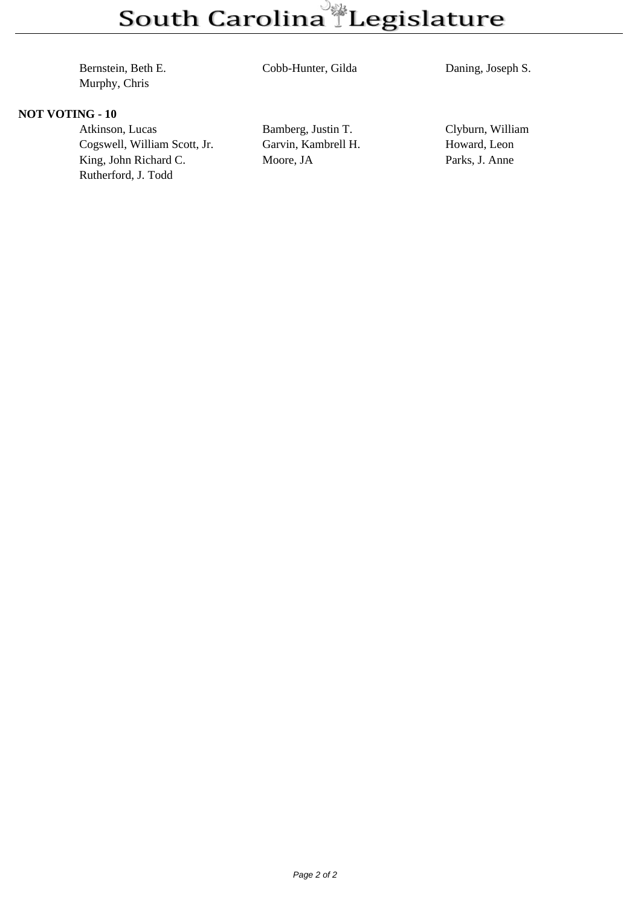| | | |
|---|---|---|
| Bernstein, Beth E. | Cobb-Hunter, Gilda | Daning, Joseph S. |
| Murphy, Chris | | |

**NOT VOTING - 10**

| | | |
|---|---|---|
| Atkinson, Lucas | Bamberg, Justin T. | Clyburn, William |
| Cogswell, William Scott, Jr. | Garvin, Kambrell H. | Howard, Leon |
| King, John Richard C. | Moore, JA | Parks, J. Anne |
| Rutherford, J. Todd | | |